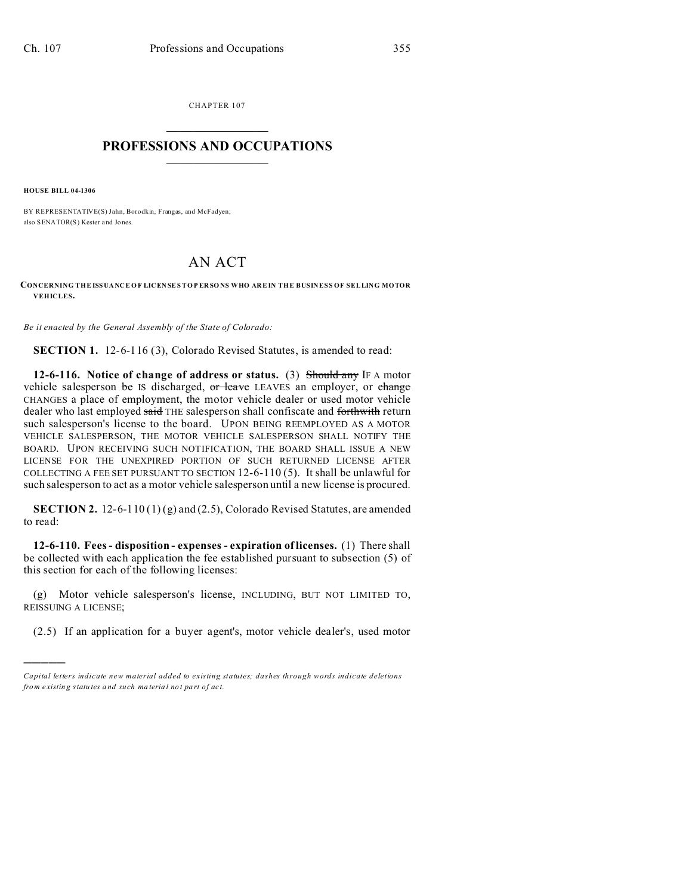CHAPTER 107

# PROFESSIONS AND OCCUPATIONS

**HOUSE BILL 04-1306**

BY REPRESENTATIVE(S) Jahn, Borodkin, Frangas, and McFadyen;
also SENATOR(S) Kester and Jones.

# AN ACT

**CONCERNING THE ISSUANCE OF LICENSES TO PERSONS WHO ARE IN THE BUSINESS OF SELLING MOTOR VEHICLES.**

*Be it enacted by the General Assembly of the State of Colorado:*

**SECTION 1.** 12-6-116 (3), Colorado Revised Statutes, is amended to read:

**12-6-116. Notice of change of address or status.** (3) ~~Should any~~ IF A motor vehicle salesperson ~~be~~ IS discharged, ~~or leave~~ LEAVES an employer, or ~~change~~ CHANGES a place of employment, the motor vehicle dealer or used motor vehicle dealer who last employed ~~said~~ THE salesperson shall confiscate and ~~forthwith~~ return such salesperson's license to the board. UPON BEING REEMPLOYED AS A MOTOR VEHICLE SALESPERSON, THE MOTOR VEHICLE SALESPERSON SHALL NOTIFY THE BOARD. UPON RECEIVING SUCH NOTIFICATION, THE BOARD SHALL ISSUE A NEW LICENSE FOR THE UNEXPIRED PORTION OF SUCH RETURNED LICENSE AFTER COLLECTING A FEE SET PURSUANT TO SECTION 12-6-110 (5). It shall be unlawful for such salesperson to act as a motor vehicle salesperson until a new license is procured.

**SECTION 2.** 12-6-110 (1) (g) and (2.5), Colorado Revised Statutes, are amended to read:

**12-6-110. Fees - disposition - expenses - expiration of licenses.** (1) There shall be collected with each application the fee established pursuant to subsection (5) of this section for each of the following licenses:

(g) Motor vehicle salesperson's license, INCLUDING, BUT NOT LIMITED TO, REISSUING A LICENSE;

(2.5) If an application for a buyer agent's, motor vehicle dealer's, used motor

---

*Capital letters indicate new material added to existing statutes; dashes through words indicate deletions from existing statutes and such material not part of act.*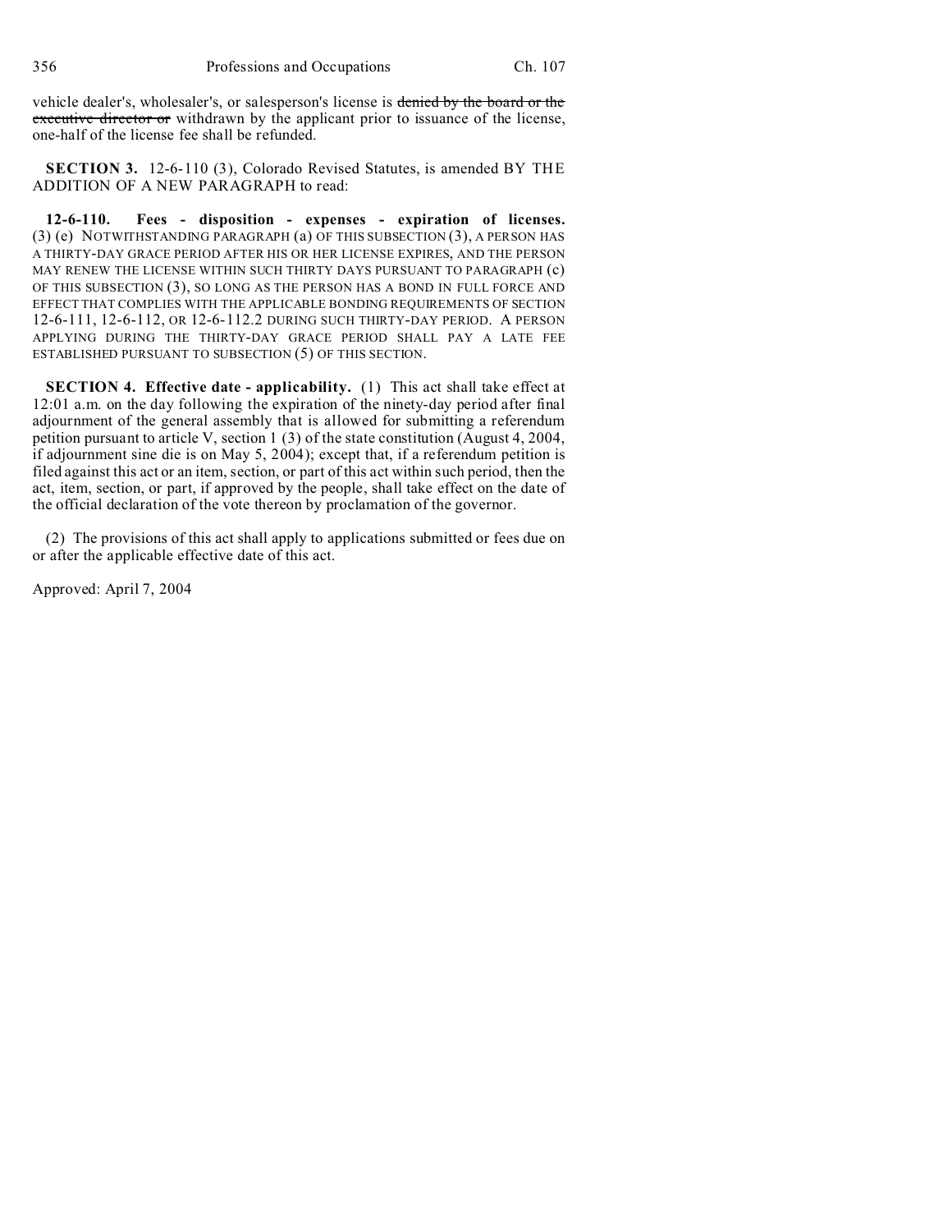vehicle dealer's, wholesaler's, or salesperson's license is ~~denied by the board or the executive director or~~ withdrawn by the applicant prior to issuance of the license, one-half of the license fee shall be refunded.

**SECTION 3.** 12-6-110 (3), Colorado Revised Statutes, is amended BY THE ADDITION OF A NEW PARAGRAPH to read:

**12-6-110. Fees - disposition - expenses - expiration of licenses.** (3) (e) NOTWITHSTANDING PARAGRAPH (a) OF THIS SUBSECTION (3), A PERSON HAS A THIRTY-DAY GRACE PERIOD AFTER HIS OR HER LICENSE EXPIRES, AND THE PERSON MAY RENEW THE LICENSE WITHIN SUCH THIRTY DAYS PURSUANT TO PARAGRAPH (c) OF THIS SUBSECTION (3), SO LONG AS THE PERSON HAS A BOND IN FULL FORCE AND EFFECT THAT COMPLIES WITH THE APPLICABLE BONDING REQUIREMENTS OF SECTION 12-6-111, 12-6-112, OR 12-6-112.2 DURING SUCH THIRTY-DAY PERIOD. A PERSON APPLYING DURING THE THIRTY-DAY GRACE PERIOD SHALL PAY A LATE FEE ESTABLISHED PURSUANT TO SUBSECTION (5) OF THIS SECTION.

**SECTION 4. Effective date - applicability.** (1) This act shall take effect at 12:01 a.m. on the day following the expiration of the ninety-day period after final adjournment of the general assembly that is allowed for submitting a referendum petition pursuant to article V, section 1 (3) of the state constitution (August 4, 2004, if adjournment sine die is on May 5, 2004); except that, if a referendum petition is filed against this act or an item, section, or part of this act within such period, then the act, item, section, or part, if approved by the people, shall take effect on the date of the official declaration of the vote thereon by proclamation of the governor.

(2) The provisions of this act shall apply to applications submitted or fees due on or after the applicable effective date of this act.

Approved: April 7, 2004